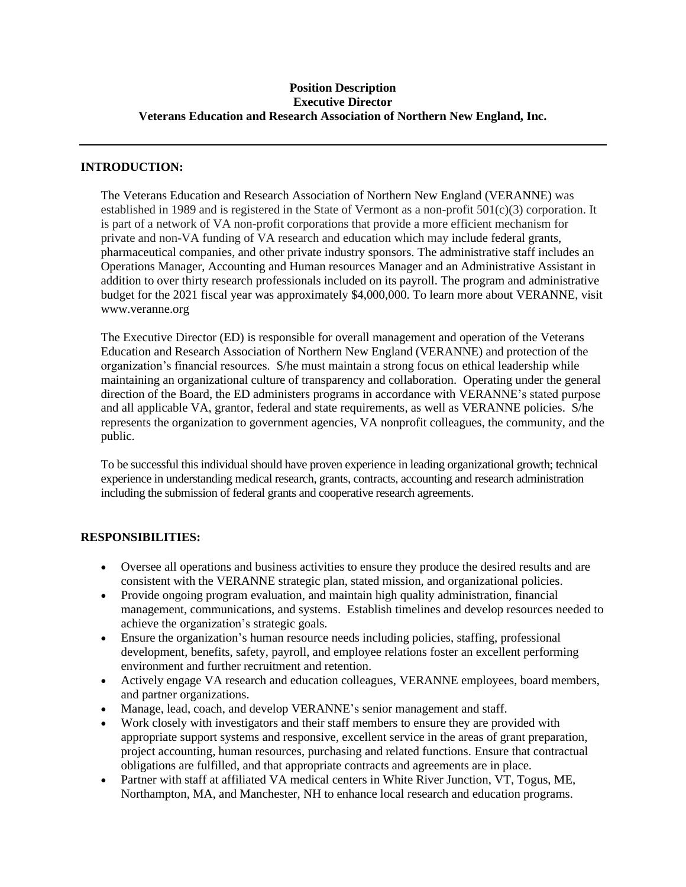**Position Description**
**Executive Director**
**Veterans Education and Research Association of Northern New England, Inc.**

---

## INTRODUCTION:

The Veterans Education and Research Association of Northern New England (VERANNE) was established in 1989 and is registered in the State of Vermont as a non-profit 501(c)(3) corporation. It is part of a network of VA non-profit corporations that provide a more efficient mechanism for private and non-VA funding of VA research and education which may include federal grants, pharmaceutical companies, and other private industry sponsors. The administrative staff includes an Operations Manager, Accounting and Human resources Manager and an Administrative Assistant in addition to over thirty research professionals included on its payroll. The program and administrative budget for the 2021 fiscal year was approximately $4,000,000. To learn more about VERANNE, visit www.veranne.org

The Executive Director (ED) is responsible for overall management and operation of the Veterans Education and Research Association of Northern New England (VERANNE) and protection of the organization's financial resources. S/he must maintain a strong focus on ethical leadership while maintaining an organizational culture of transparency and collaboration. Operating under the general direction of the Board, the ED administers programs in accordance with VERANNE's stated purpose and all applicable VA, grantor, federal and state requirements, as well as VERANNE policies. S/he represents the organization to government agencies, VA nonprofit colleagues, the community, and the public.

To be successful this individual should have proven experience in leading organizational growth; technical experience in understanding medical research, grants, contracts, accounting and research administration including the submission of federal grants and cooperative research agreements.

## RESPONSIBILITIES:

- Oversee all operations and business activities to ensure they produce the desired results and are consistent with the VERANNE strategic plan, stated mission, and organizational policies.
- Provide ongoing program evaluation, and maintain high quality administration, financial management, communications, and systems. Establish timelines and develop resources needed to achieve the organization's strategic goals.
- Ensure the organization's human resource needs including policies, staffing, professional development, benefits, safety, payroll, and employee relations foster an excellent performing environment and further recruitment and retention.
- Actively engage VA research and education colleagues, VERANNE employees, board members, and partner organizations.
- Manage, lead, coach, and develop VERANNE's senior management and staff.
- Work closely with investigators and their staff members to ensure they are provided with appropriate support systems and responsive, excellent service in the areas of grant preparation, project accounting, human resources, purchasing and related functions. Ensure that contractual obligations are fulfilled, and that appropriate contracts and agreements are in place.
- Partner with staff at affiliated VA medical centers in White River Junction, VT, Togus, ME, Northampton, MA, and Manchester, NH to enhance local research and education programs.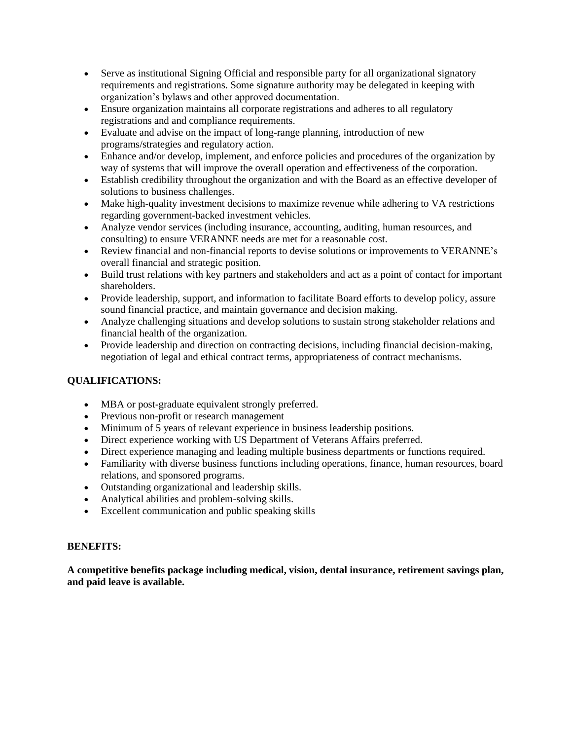- Serve as institutional Signing Official and responsible party for all organizational signatory requirements and registrations. Some signature authority may be delegated in keeping with organization's bylaws and other approved documentation.
- Ensure organization maintains all corporate registrations and adheres to all regulatory registrations and and compliance requirements.
- Evaluate and advise on the impact of long-range planning, introduction of new programs/strategies and regulatory action.
- Enhance and/or develop, implement, and enforce policies and procedures of the organization by way of systems that will improve the overall operation and effectiveness of the corporation.
- Establish credibility throughout the organization and with the Board as an effective developer of solutions to business challenges.
- Make high-quality investment decisions to maximize revenue while adhering to VA restrictions regarding government-backed investment vehicles.
- Analyze vendor services (including insurance, accounting, auditing, human resources, and consulting) to ensure VERANNE needs are met for a reasonable cost.
- Review financial and non-financial reports to devise solutions or improvements to VERANNE's overall financial and strategic position.
- Build trust relations with key partners and stakeholders and act as a point of contact for important shareholders.
- Provide leadership, support, and information to facilitate Board efforts to develop policy, assure sound financial practice, and maintain governance and decision making.
- Analyze challenging situations and develop solutions to sustain strong stakeholder relations and financial health of the organization.
- Provide leadership and direction on contracting decisions, including financial decision-making, negotiation of legal and ethical contract terms, appropriateness of contract mechanisms.

**QUALIFICATIONS:**

- MBA or post-graduate equivalent strongly preferred.
- Previous non-profit or research management
- Minimum of 5 years of relevant experience in business leadership positions.
- Direct experience working with US Department of Veterans Affairs preferred.
- Direct experience managing and leading multiple business departments or functions required.
- Familiarity with diverse business functions including operations, finance, human resources, board relations, and sponsored programs.
- Outstanding organizational and leadership skills.
- Analytical abilities and problem-solving skills.
- Excellent communication and public speaking skills

**BENEFITS:**

**A competitive benefits package including medical, vision, dental insurance, retirement savings plan, and paid leave is available.**